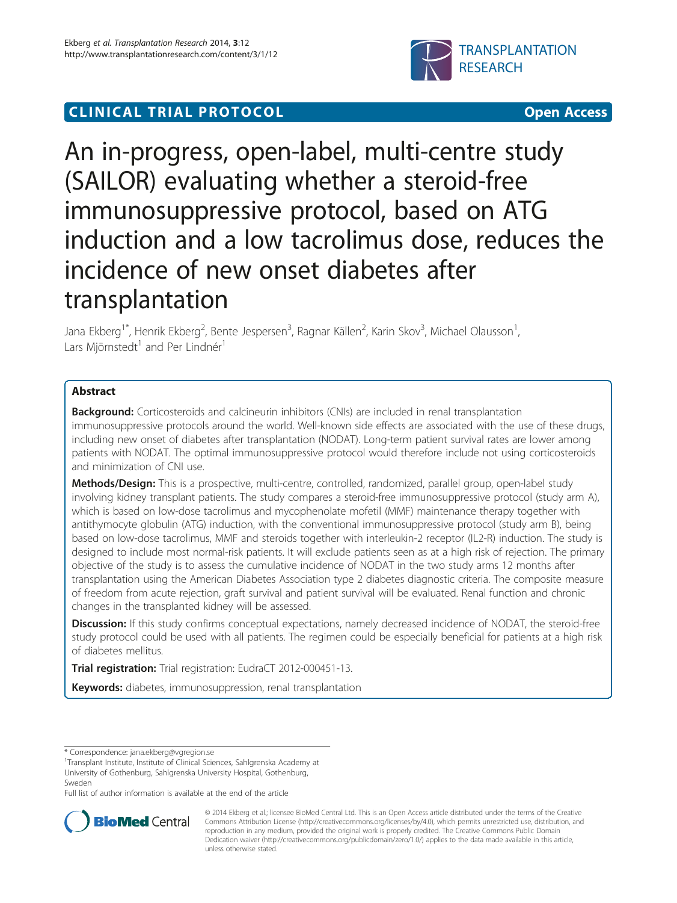# CLINICAL TRIAL PROTOCOL

Open Access

# An in-progress, open-label, multi-centre study (SAILOR) evaluating whether a steroid-free immunosuppressive protocol, based on ATG induction and a low tacrolimus dose, reduces the incidence of new onset diabetes after transplantation

Jana Ekberg[1*], Henrik Ekberg[2], Bente Jespersen[3], Ragnar Källen[2], Karin Skov[3], Michael Olausson[1], Lars Mjörnstedt[1] and Per Lindnér[1]

## Abstract

**Background:** Corticosteroids and calcineurin inhibitors (CNIs) are included in renal transplantation immunosuppressive protocols around the world. Well-known side effects are associated with the use of these drugs, including new onset of diabetes after transplantation (NODAT). Long-term patient survival rates are lower among patients with NODAT. The optimal immunosuppressive protocol would therefore include not using corticosteroids and minimization of CNI use.

**Methods/Design:** This is a prospective, multi-centre, controlled, randomized, parallel group, open-label study involving kidney transplant patients. The study compares a steroid-free immunosuppressive protocol (study arm A), which is based on low-dose tacrolimus and mycophenolate mofetil (MMF) maintenance therapy together with antithymocyte globulin (ATG) induction, with the conventional immunosuppressive protocol (study arm B), being based on low-dose tacrolimus, MMF and steroids together with interleukin-2 receptor (IL2-R) induction. The study is designed to include most normal-risk patients. It will exclude patients seen as at a high risk of rejection. The primary objective of the study is to assess the cumulative incidence of NODAT in the two study arms 12 months after transplantation using the American Diabetes Association type 2 diabetes diagnostic criteria. The composite measure of freedom from acute rejection, graft survival and patient survival will be evaluated. Renal function and chronic changes in the transplanted kidney will be assessed.

**Discussion:** If this study confirms conceptual expectations, namely decreased incidence of NODAT, the steroid-free study protocol could be used with all patients. The regimen could be especially beneficial for patients at a high risk of diabetes mellitus.

**Trial registration:** Trial registration: EudraCT 2012-000451-13.

**Keywords:** diabetes, immunosuppression, renal transplantation

\* Correspondence: jana.ekberg@vgregion.se

[1]Transplant Institute, Institute of Clinical Sciences, Sahlgrenska Academy at University of Gothenburg, Sahlgrenska University Hospital, Gothenburg, Sweden

Full list of author information is available at the end of the article

© 2014 Ekberg et al.; licensee BioMed Central Ltd. This is an Open Access article distributed under the terms of the Creative Commons Attribution License (http://creativecommons.org/licenses/by/4.0), which permits unrestricted use, distribution, and reproduction in any medium, provided the original work is properly credited. The Creative Commons Public Domain Dedication waiver (http://creativecommons.org/publicdomain/zero/1.0/) applies to the data made available in this article, unless otherwise stated.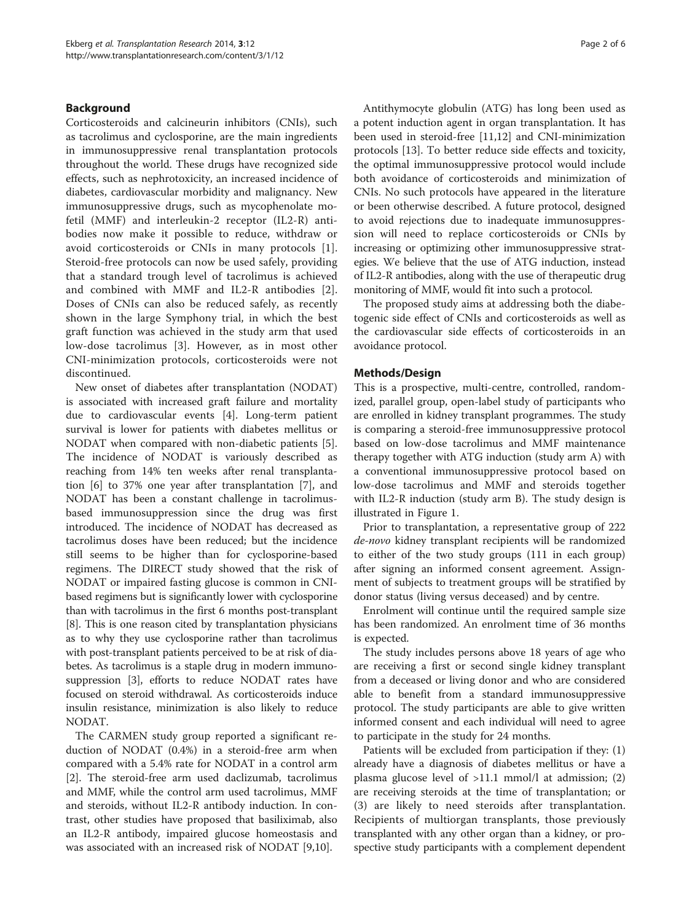## Background

Corticosteroids and calcineurin inhibitors (CNIs), such as tacrolimus and cyclosporine, are the main ingredients in immunosuppressive renal transplantation protocols throughout the world. These drugs have recognized side effects, such as nephrotoxicity, an increased incidence of diabetes, cardiovascular morbidity and malignancy. New immunosuppressive drugs, such as mycophenolate mofetil (MMF) and interleukin-2 receptor (IL2-R) antibodies now make it possible to reduce, withdraw or avoid corticosteroids or CNIs in many protocols [1]. Steroid-free protocols can now be used safely, providing that a standard trough level of tacrolimus is achieved and combined with MMF and IL2-R antibodies [2]. Doses of CNIs can also be reduced safely, as recently shown in the large Symphony trial, in which the best graft function was achieved in the study arm that used low-dose tacrolimus [3]. However, as in most other CNI-minimization protocols, corticosteroids were not discontinued.

New onset of diabetes after transplantation (NODAT) is associated with increased graft failure and mortality due to cardiovascular events [4]. Long-term patient survival is lower for patients with diabetes mellitus or NODAT when compared with non-diabetic patients [5]. The incidence of NODAT is variously described as reaching from 14% ten weeks after renal transplantation [6] to 37% one year after transplantation [7], and NODAT has been a constant challenge in tacrolimus-based immunosuppression since the drug was first introduced. The incidence of NODAT has decreased as tacrolimus doses have been reduced; but the incidence still seems to be higher than for cyclosporine-based regimens. The DIRECT study showed that the risk of NODAT or impaired fasting glucose is common in CNI-based regimens but is significantly lower with cyclosporine than with tacrolimus in the first 6 months post-transplant [8]. This is one reason cited by transplantation physicians as to why they use cyclosporine rather than tacrolimus with post-transplant patients perceived to be at risk of diabetes. As tacrolimus is a staple drug in modern immunosuppression [3], efforts to reduce NODAT rates have focused on steroid withdrawal. As corticosteroids induce insulin resistance, minimization is also likely to reduce NODAT.

The CARMEN study group reported a significant reduction of NODAT (0.4%) in a steroid-free arm when compared with a 5.4% rate for NODAT in a control arm [2]. The steroid-free arm used daclizumab, tacrolimus and MMF, while the control arm used tacrolimus, MMF and steroids, without IL2-R antibody induction. In contrast, other studies have proposed that basiliximab, also an IL2-R antibody, impaired glucose homeostasis and was associated with an increased risk of NODAT [9,10].

Antithymocyte globulin (ATG) has long been used as a potent induction agent in organ transplantation. It has been used in steroid-free [11,12] and CNI-minimization protocols [13]. To better reduce side effects and toxicity, the optimal immunosuppressive protocol would include both avoidance of corticosteroids and minimization of CNIs. No such protocols have appeared in the literature or been otherwise described. A future protocol, designed to avoid rejections due to inadequate immunosuppression will need to replace corticosteroids or CNIs by increasing or optimizing other immunosuppressive strategies. We believe that the use of ATG induction, instead of IL2-R antibodies, along with the use of therapeutic drug monitoring of MMF, would fit into such a protocol.

The proposed study aims at addressing both the diabetogenic side effect of CNIs and corticosteroids as well as the cardiovascular side effects of corticosteroids in an avoidance protocol.

## Methods/Design

This is a prospective, multi-centre, controlled, randomized, parallel group, open-label study of participants who are enrolled in kidney transplant programmes. The study is comparing a steroid-free immunosuppressive protocol based on low-dose tacrolimus and MMF maintenance therapy together with ATG induction (study arm A) with a conventional immunosuppressive protocol based on low-dose tacrolimus and MMF and steroids together with IL2-R induction (study arm B). The study design is illustrated in Figure 1.

Prior to transplantation, a representative group of 222 *de-novo* kidney transplant recipients will be randomized to either of the two study groups (111 in each group) after signing an informed consent agreement. Assignment of subjects to treatment groups will be stratified by donor status (living versus deceased) and by centre.

Enrolment will continue until the required sample size has been randomized. An enrolment time of 36 months is expected.

The study includes persons above 18 years of age who are receiving a first or second single kidney transplant from a deceased or living donor and who are considered able to benefit from a standard immunosuppressive protocol. The study participants are able to give written informed consent and each individual will need to agree to participate in the study for 24 months.

Patients will be excluded from participation if they: (1) already have a diagnosis of diabetes mellitus or have a plasma glucose level of >11.1 mmol/l at admission; (2) are receiving steroids at the time of transplantation; or (3) are likely to need steroids after transplantation. Recipients of multiorgan transplants, those previously transplanted with any other organ than a kidney, or prospective study participants with a complement dependent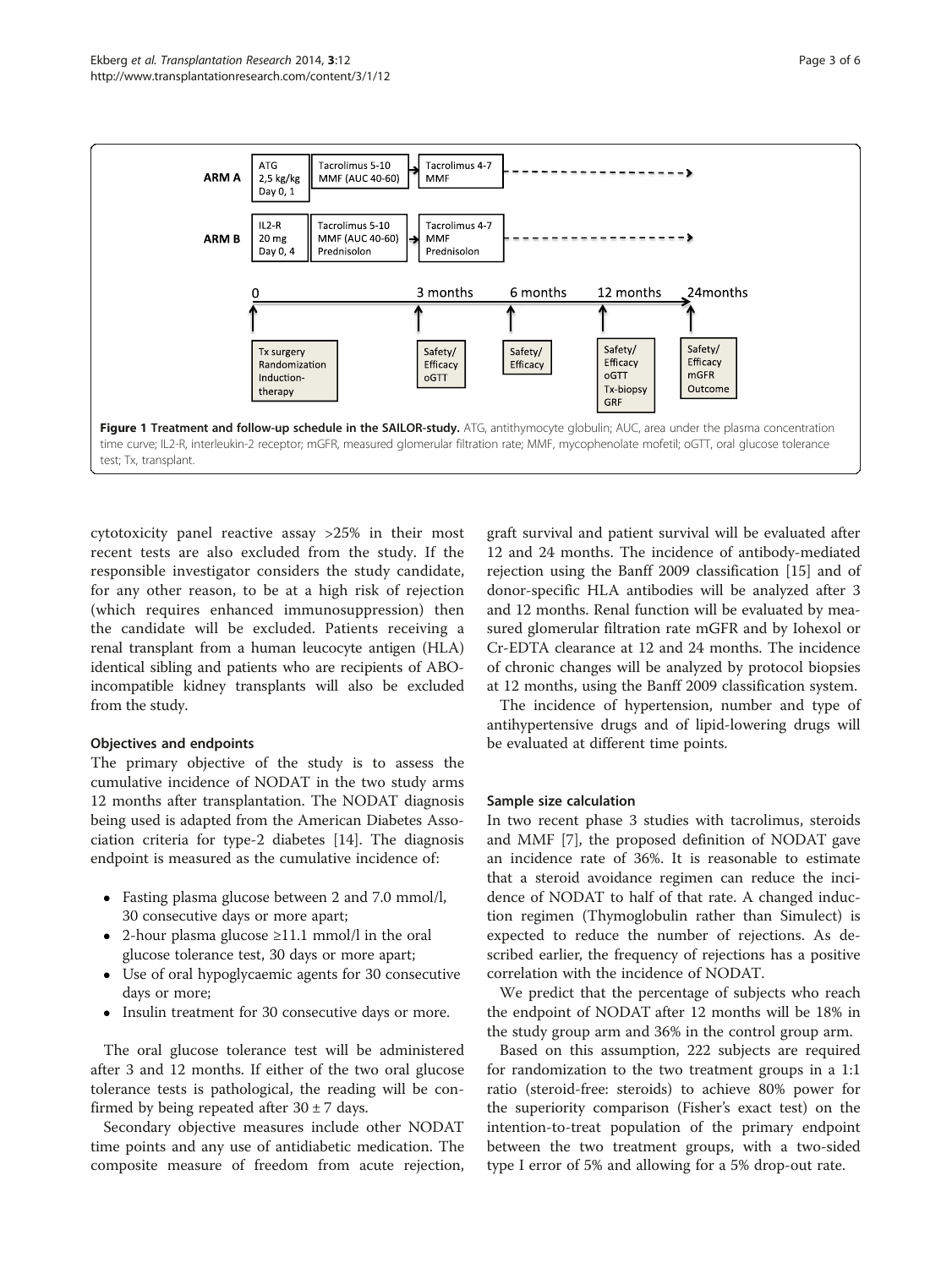| | | | |
|---|---|---|---|
| **ARM A** | ATG 2,5 kg/kg Day 0, 1 | Tacrolimus 5-10 MMF (AUC 40-60) | Tacrolimus 4-7 MMF |
| **ARM B** | IL2-R 20 mg Day 0, 4 | Tacrolimus 5-10 MMF (AUC 40-60) Prednisolon | Tacrolimus 4-7 MMF Prednisolon |

| 0 | 3 months | 6 months | 12 months | 24months |
|---|---|---|---|---|
| Tx surgery Randomization Induction-therapy | Safety/ Efficacy oGTT | Safety/ Efficacy | Safety/ Efficacy oGTT Tx-biopsy GRF | Safety/ Efficacy mGFR Outcome |

**Figure 1 Treatment and follow-up schedule in the SAILOR-study.** ATG, antithymocyte globulin; AUC, area under the plasma concentration time curve; IL2-R, interleukin-2 receptor; mGFR, measured glomerular filtration rate; MMF, mycophenolate mofetil; oGTT, oral glucose tolerance test; Tx, transplant.

cytotoxicity panel reactive assay >25% in their most recent tests are also excluded from the study. If the responsible investigator considers the study candidate, for any other reason, to be at a high risk of rejection (which requires enhanced immunosuppression) then the candidate will be excluded. Patients receiving a renal transplant from a human leucocyte antigen (HLA) identical sibling and patients who are recipients of ABO-incompatible kidney transplants will also be excluded from the study.

### Objectives and endpoints

The primary objective of the study is to assess the cumulative incidence of NODAT in the two study arms 12 months after transplantation. The NODAT diagnosis being used is adapted from the American Diabetes Association criteria for type-2 diabetes [14]. The diagnosis endpoint is measured as the cumulative incidence of:

- Fasting plasma glucose between 2 and 7.0 mmol/l, 30 consecutive days or more apart;
- 2-hour plasma glucose ≥11.1 mmol/l in the oral glucose tolerance test, 30 days or more apart;
- Use of oral hypoglycaemic agents for 30 consecutive days or more;
- Insulin treatment for 30 consecutive days or more.

The oral glucose tolerance test will be administered after 3 and 12 months. If either of the two oral glucose tolerance tests is pathological, the reading will be confirmed by being repeated after 30 ± 7 days.

Secondary objective measures include other NODAT time points and any use of antidiabetic medication. The composite measure of freedom from acute rejection, graft survival and patient survival will be evaluated after 12 and 24 months. The incidence of antibody-mediated rejection using the Banff 2009 classification [15] and of donor-specific HLA antibodies will be analyzed after 3 and 12 months. Renal function will be evaluated by measured glomerular filtration rate mGFR and by Iohexol or Cr-EDTA clearance at 12 and 24 months. The incidence of chronic changes will be analyzed by protocol biopsies at 12 months, using the Banff 2009 classification system.

The incidence of hypertension, number and type of antihypertensive drugs and of lipid-lowering drugs will be evaluated at different time points.

### Sample size calculation

In two recent phase 3 studies with tacrolimus, steroids and MMF [7], the proposed definition of NODAT gave an incidence rate of 36%. It is reasonable to estimate that a steroid avoidance regimen can reduce the incidence of NODAT to half of that rate. A changed induction regimen (Thymoglobulin rather than Simulect) is expected to reduce the number of rejections. As described earlier, the frequency of rejections has a positive correlation with the incidence of NODAT.

We predict that the percentage of subjects who reach the endpoint of NODAT after 12 months will be 18% in the study group arm and 36% in the control group arm.

Based on this assumption, 222 subjects are required for randomization to the two treatment groups in a 1:1 ratio (steroid-free: steroids) to achieve 80% power for the superiority comparison (Fisher's exact test) on the intention-to-treat population of the primary endpoint between the two treatment groups, with a two-sided type I error of 5% and allowing for a 5% drop-out rate.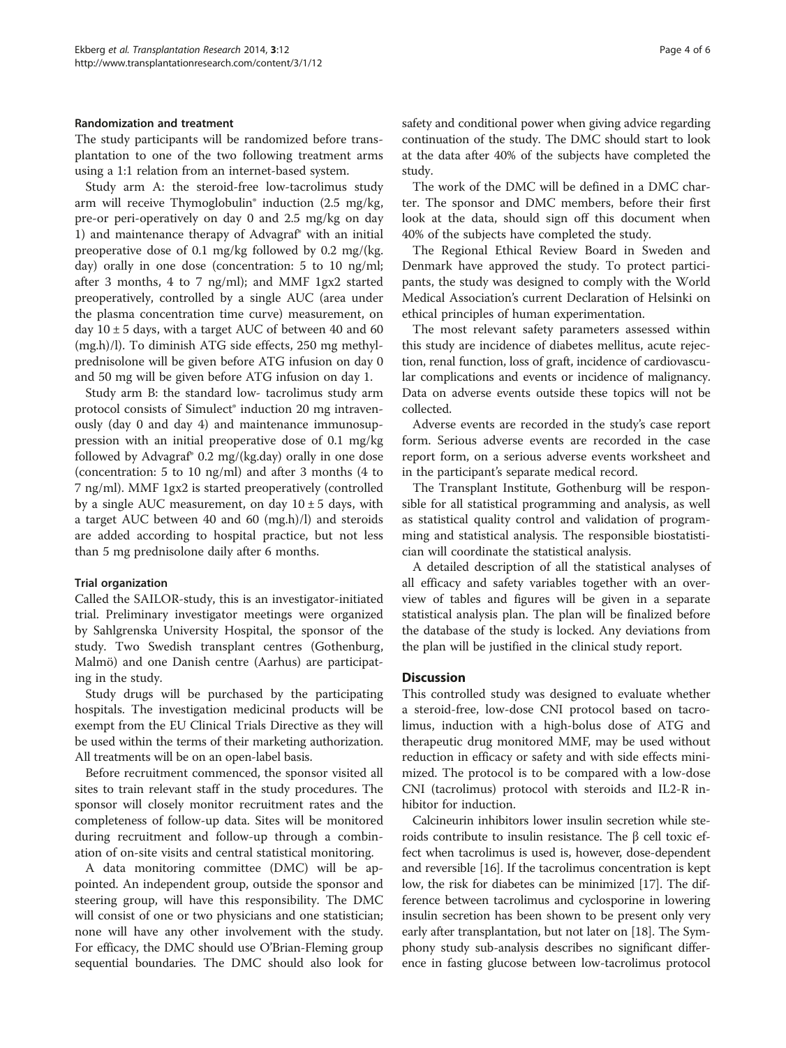#### Randomization and treatment

The study participants will be randomized before transplantation to one of the two following treatment arms using a 1:1 relation from an internet-based system.

Study arm A: the steroid-free low-tacrolimus study arm will receive Thymoglobulin® induction (2.5 mg/kg, pre-or peri-operatively on day 0 and 2.5 mg/kg on day 1) and maintenance therapy of Advagraf® with an initial preoperative dose of 0.1 mg/kg followed by 0.2 mg/(kg. day) orally in one dose (concentration: 5 to 10 ng/ml; after 3 months, 4 to 7 ng/ml); and MMF 1gx2 started preoperatively, controlled by a single AUC (area under the plasma concentration time curve) measurement, on day 10 ± 5 days, with a target AUC of between 40 and 60 (mg.h)/l). To diminish ATG side effects, 250 mg methylprednisolone will be given before ATG infusion on day 0 and 50 mg will be given before ATG infusion on day 1.

Study arm B: the standard low- tacrolimus study arm protocol consists of Simulect® induction 20 mg intravenously (day 0 and day 4) and maintenance immunosuppression with an initial preoperative dose of 0.1 mg/kg followed by Advagraf® 0.2 mg/(kg.day) orally in one dose (concentration: 5 to 10 ng/ml) and after 3 months (4 to 7 ng/ml). MMF 1gx2 is started preoperatively (controlled by a single AUC measurement, on day 10 ± 5 days, with a target AUC between 40 and 60 (mg.h)/l) and steroids are added according to hospital practice, but not less than 5 mg prednisolone daily after 6 months.

#### Trial organization

Called the SAILOR-study, this is an investigator-initiated trial. Preliminary investigator meetings were organized by Sahlgrenska University Hospital, the sponsor of the study. Two Swedish transplant centres (Gothenburg, Malmö) and one Danish centre (Aarhus) are participating in the study.

Study drugs will be purchased by the participating hospitals. The investigation medicinal products will be exempt from the EU Clinical Trials Directive as they will be used within the terms of their marketing authorization. All treatments will be on an open-label basis.

Before recruitment commenced, the sponsor visited all sites to train relevant staff in the study procedures. The sponsor will closely monitor recruitment rates and the completeness of follow-up data. Sites will be monitored during recruitment and follow-up through a combination of on-site visits and central statistical monitoring.

A data monitoring committee (DMC) will be appointed. An independent group, outside the sponsor and steering group, will have this responsibility. The DMC will consist of one or two physicians and one statistician; none will have any other involvement with the study. For efficacy, the DMC should use O'Brian-Fleming group sequential boundaries. The DMC should also look for safety and conditional power when giving advice regarding continuation of the study. The DMC should start to look at the data after 40% of the subjects have completed the study.

The work of the DMC will be defined in a DMC charter. The sponsor and DMC members, before their first look at the data, should sign off this document when 40% of the subjects have completed the study.

The Regional Ethical Review Board in Sweden and Denmark have approved the study. To protect participants, the study was designed to comply with the World Medical Association's current Declaration of Helsinki on ethical principles of human experimentation.

The most relevant safety parameters assessed within this study are incidence of diabetes mellitus, acute rejection, renal function, loss of graft, incidence of cardiovascular complications and events or incidence of malignancy. Data on adverse events outside these topics will not be collected.

Adverse events are recorded in the study's case report form. Serious adverse events are recorded in the case report form, on a serious adverse events worksheet and in the participant's separate medical record.

The Transplant Institute, Gothenburg will be responsible for all statistical programming and analysis, as well as statistical quality control and validation of programming and statistical analysis. The responsible biostatistician will coordinate the statistical analysis.

A detailed description of all the statistical analyses of all efficacy and safety variables together with an overview of tables and figures will be given in a separate statistical analysis plan. The plan will be finalized before the database of the study is locked. Any deviations from the plan will be justified in the clinical study report.

## Discussion

This controlled study was designed to evaluate whether a steroid-free, low-dose CNI protocol based on tacrolimus, induction with a high-bolus dose of ATG and therapeutic drug monitored MMF, may be used without reduction in efficacy or safety and with side effects minimized. The protocol is to be compared with a low-dose CNI (tacrolimus) protocol with steroids and IL2-R inhibitor for induction.

Calcineurin inhibitors lower insulin secretion while steroids contribute to insulin resistance. The β cell toxic effect when tacrolimus is used is, however, dose-dependent and reversible [16]. If the tacrolimus concentration is kept low, the risk for diabetes can be minimized [17]. The difference between tacrolimus and cyclosporine in lowering insulin secretion has been shown to be present only very early after transplantation, but not later on [18]. The Symphony study sub-analysis describes no significant difference in fasting glucose between low-tacrolimus protocol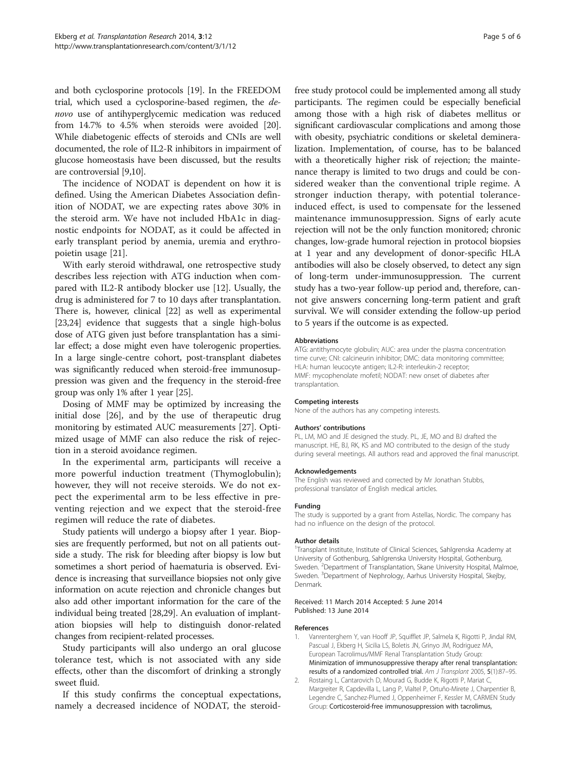and both cyclosporine protocols [19]. In the FREEDOM trial, which used a cyclosporine-based regimen, the *de-novo* use of antihyperglycemic medication was reduced from 14.7% to 4.5% when steroids were avoided [20]. While diabetogenic effects of steroids and CNIs are well documented, the role of IL2-R inhibitors in impairment of glucose homeostasis have been discussed, but the results are controversial [9,10].

The incidence of NODAT is dependent on how it is defined. Using the American Diabetes Association definition of NODAT, we are expecting rates above 30% in the steroid arm. We have not included HbA1c in diagnostic endpoints for NODAT, as it could be affected in early transplant period by anemia, uremia and erythropoietin usage [21].

With early steroid withdrawal, one retrospective study describes less rejection with ATG induction when compared with IL2-R antibody blocker use [12]. Usually, the drug is administered for 7 to 10 days after transplantation. There is, however, clinical [22] as well as experimental [23,24] evidence that suggests that a single high-bolus dose of ATG given just before transplantation has a similar effect; a dose might even have tolerogenic properties. In a large single-centre cohort, post-transplant diabetes was significantly reduced when steroid-free immunosuppression was given and the frequency in the steroid-free group was only 1% after 1 year [25].

Dosing of MMF may be optimized by increasing the initial dose [26], and by the use of therapeutic drug monitoring by estimated AUC measurements [27]. Optimized usage of MMF can also reduce the risk of rejection in a steroid avoidance regimen.

In the experimental arm, participants will receive a more powerful induction treatment (Thymoglobulin); however, they will not receive steroids. We do not expect the experimental arm to be less effective in preventing rejection and we expect that the steroid-free regimen will reduce the rate of diabetes.

Study patients will undergo a biopsy after 1 year. Biopsies are frequently performed, but not on all patients outside a study. The risk for bleeding after biopsy is low but sometimes a short period of haematuria is observed. Evidence is increasing that surveillance biopsies not only give information on acute rejection and chronicle changes but also add other important information for the care of the individual being treated [28,29]. An evaluation of implantation biopsies will help to distinguish donor-related changes from recipient-related processes.

Study participants will also undergo an oral glucose tolerance test, which is not associated with any side effects, other than the discomfort of drinking a strongly sweet fluid.

If this study confirms the conceptual expectations, namely a decreased incidence of NODAT, the steroid-free study protocol could be implemented among all study participants. The regimen could be especially beneficial among those with a high risk of diabetes mellitus or significant cardiovascular complications and among those with obesity, psychiatric conditions or skeletal demineralization. Implementation, of course, has to be balanced with a theoretically higher risk of rejection; the maintenance therapy is limited to two drugs and could be considered weaker than the conventional triple regime. A stronger induction therapy, with potential tolerance-induced effect, is used to compensate for the lessened maintenance immunosuppression. Signs of early acute rejection will not be the only function monitored; chronic changes, low-grade humoral rejection in protocol biopsies at 1 year and any development of donor-specific HLA antibodies will also be closely observed, to detect any sign of long-term under-immunosuppression. The current study has a two-year follow-up period and, therefore, cannot give answers concerning long-term patient and graft survival. We will consider extending the follow-up period to 5 years if the outcome is as expected.

#### Abbreviations

ATG: antithymocyte globulin; AUC: area under the plasma concentration time curve; CNI: calcineurin inhibitor; DMC: data monitoring committee; HLA: human leucocyte antigen; IL2-R: interleukin-2 receptor; MMF: mycophenolate mofetil; NODAT: new onset of diabetes after transplantation.

#### Competing interests

None of the authors has any competing interests.

#### Authors' contributions

PL, LM, MO and JE designed the study. PL, JE, MO and BJ drafted the manuscript. HE, BJ, RK, KS and MO contributed to the design of the study during several meetings. All authors read and approved the final manuscript.

#### Acknowledgements

The English was reviewed and corrected by Mr Jonathan Stubbs, professional translator of English medical articles.

#### Funding

The study is supported by a grant from Astellas, Nordic. The company has had no influence on the design of the protocol.

#### Author details

[1]Transplant Institute, Institute of Clinical Sciences, Sahlgrenska Academy at University of Gothenburg, Sahlgrenska University Hospital, Gothenburg, Sweden. [2]Department of Transplantation, Skane University Hospital, Malmoe, Sweden. [3]Department of Nephrology, Aarhus University Hospital, Skejby, Denmark.

Received: 11 March 2014 Accepted: 5 June 2014
Published: 13 June 2014

#### References

1. Vanrenterghem Y, van Hooff JP, Squifflet JP, Salmela K, Rigotti P, Jindal RM, Pascual J, Ekberg H, Sicilia LS, Boletis JN, Grinyo JM, Rodriguez MA, European Tacrolimus/MMF Renal Transplantation Study Group: **Minimization of immunosuppressive therapy after renal transplantation: results of a randomized controlled trial.** *Am J Transplant* 2005, **5**(1):87–95.
2. Rostaing L, Cantarovich D, Mourad G, Budde K, Rigotti P, Mariat C, Margreiter R, Capdevilla L, Lang P, Vialtel P, Ortuño-Mirete J, Charpentier B, Legendre C, Sanchez-Plumed J, Oppenheimer F, Kessler M, CARMEN Study Group: **Corticosteroid-free immunosuppression with tacrolimus,**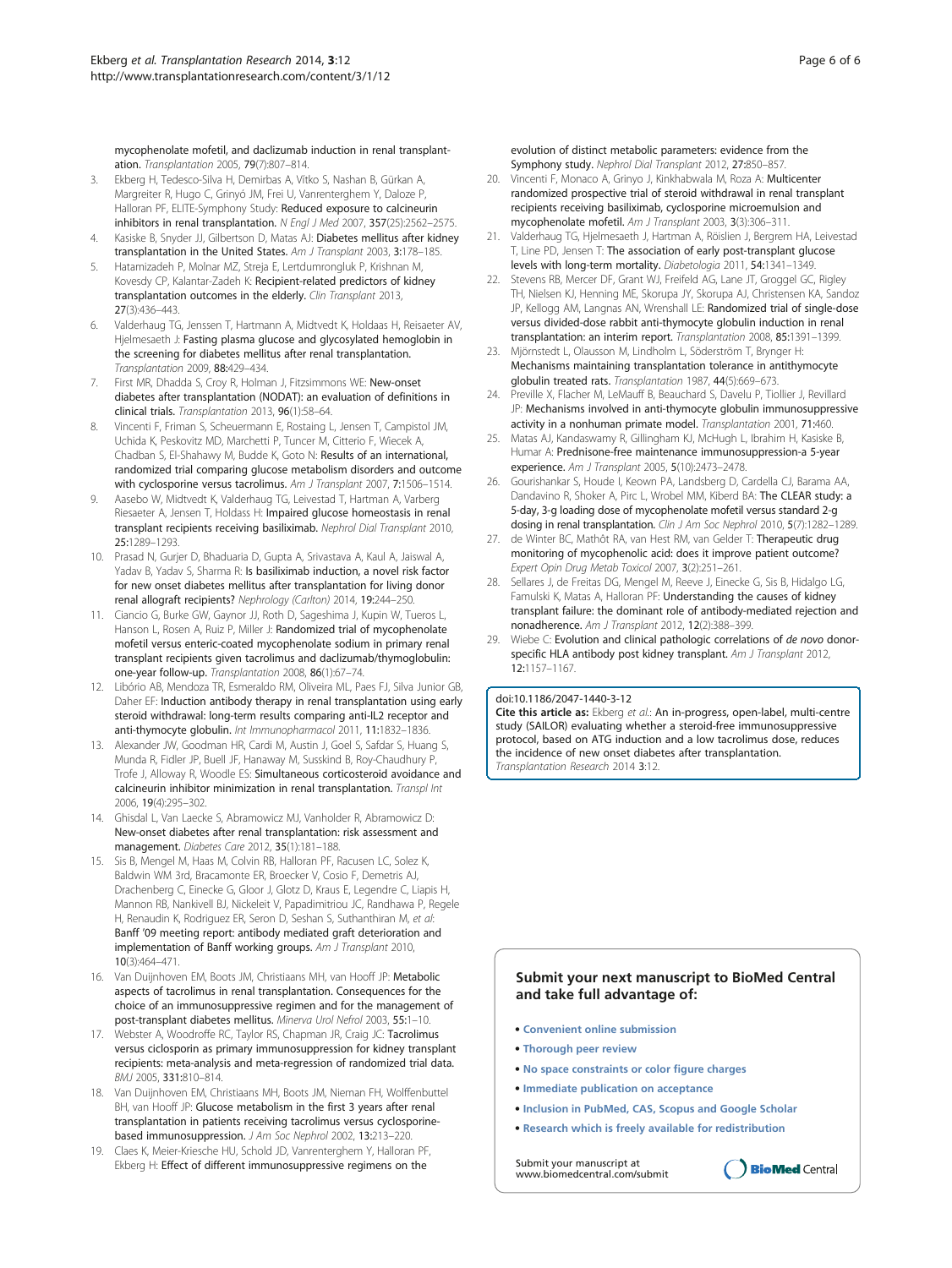mycophenolate mofetil, and daclizumab induction in renal transplantation. *Transplantation* 2005, **79**(7):807–814.

3. Ekberg H, Tedesco-Silva H, Demirbas A, Vítko S, Nashan B, Gürkan A, Margreiter R, Hugo C, Grinyó JM, Frei U, Vanrenterghem Y, Daloze P, Halloran PF, ELITE-Symphony Study: **Reduced exposure to calcineurin inhibitors in renal transplantation.** *N Engl J Med* 2007, **357**(25):2562–2575.
4. Kasiske B, Snyder JJ, Gilbertson D, Matas AJ: **Diabetes mellitus after kidney transplantation in the United States.** *Am J Transplant* 2003, **3**:178–185.
5. Hatamizadeh P, Molnar MZ, Streja E, Lertdumrongluk P, Krishnan M, Kovesdy CP, Kalantar-Zadeh K: **Recipient-related predictors of kidney transplantation outcomes in the elderly.** *Clin Transplant* 2013, **27**(3):436–443.
6. Valderhaug TG, Jenssen T, Hartmann A, Midtvedt K, Holdaas H, Reisaeter AV, Hjelmesaeth J: **Fasting plasma glucose and glycosylated hemoglobin in the screening for diabetes mellitus after renal transplantation.** *Transplantation* 2009, **88**:429–434.
7. First MR, Dhadda S, Croy R, Holman J, Fitzsimmons WE: **New-onset diabetes after transplantation (NODAT): an evaluation of definitions in clinical trials.** *Transplantation* 2013, **96**(1):58–64.
8. Vincenti F, Friman S, Scheuermann E, Rostaing L, Jensen T, Campistol JM, Uchida K, Peskovitz MD, Marchetti P, Tuncer M, Citterio F, Wiecek A, Chadban S, El-Shahawy M, Budde K, Goto N: **Results of an international, randomized trial comparing glucose metabolism disorders and outcome with cyclosporine versus tacrolimus.** *Am J Transplant* 2007, **7**:1506–1514.
9. Aasebo W, Midtvedt K, Valderhaug TG, Leivestad T, Hartman A, Varberg Riesaeter A, Jensen T, Holdass H: **Impaired glucose homeostasis in renal transplant recipients receiving basiliximab.** *Nephrol Dial Transplant* 2010, **25**:1289–1293.
10. Prasad N, Gurjer D, Bhaduaria D, Gupta A, Srivastava A, Kaul A, Jaiswal A, Yadav B, Yadav S, Sharma R: **Is basiliximab induction, a novel risk factor for new onset diabetes mellitus after transplantation for living donor renal allograft recipients?** *Nephrology (Carlton)* 2014, **19**:244–250.
11. Ciancio G, Burke GW, Gaynor JJ, Roth D, Sageshima J, Kupin W, Tueros L, Hanson L, Rosen A, Ruiz P, Miller J: **Randomized trial of mycophenolate mofetil versus enteric-coated mycophenolate sodium in primary renal transplant recipients given tacrolimus and daclizumab/thymoglobulin: one-year follow-up.** *Transplantation* 2008, **86**(1):67–74.
12. Libório AB, Mendoza TR, Esmeraldo RM, Oliveira ML, Paes FJ, Silva Junior GB, Daher EF: **Induction antibody therapy in renal transplantation using early steroid withdrawal: long-term results comparing anti-IL2 receptor and anti-thymocyte globulin.** *Int Immunopharmacol* 2011, **11**:1832–1836.
13. Alexander JW, Goodman HR, Cardi M, Austin J, Goel S, Safdar S, Huang S, Munda R, Fidler JP, Buell JF, Hanaway M, Susskind B, Roy-Chaudhury P, Trofe J, Alloway R, Woodle ES: **Simultaneous corticosteroid avoidance and calcineurin inhibitor minimization in renal transplantation.** *Transpl Int* 2006, **19**(4):295–302.
14. Ghisdal L, Van Laecke S, Abramowicz MJ, Vanholder R, Abramowicz D: **New-onset diabetes after renal transplantation: risk assessment and management.** *Diabetes Care* 2012, **35**(1):181–188.
15. Sis B, Mengel M, Haas M, Colvin RB, Halloran PF, Racusen LC, Solez K, Baldwin WM 3rd, Bracamonte ER, Broecker V, Cosio F, Demetris AJ, Drachenberg C, Einecke G, Gloor J, Glotz D, Kraus E, Legendre C, Liapis H, Mannon RB, Nankivell BJ, Nickeleit V, Papadimitriou JC, Randhawa P, Regele H, Renaudin K, Rodriguez ER, Seron D, Seshan S, Suthanthiran M, *et al*: **Banff '09 meeting report: antibody mediated graft deterioration and implementation of Banff working groups.** *Am J Transplant* 2010, **10**(3):464–471.
16. Van Duijnhoven EM, Boots JM, Christiaans MH, van Hooff JP: **Metabolic aspects of tacrolimus in renal transplantation. Consequences for the choice of an immunosuppressive regimen and for the management of post-transplant diabetes mellitus.** *Minerva Urol Nefrol* 2003, **55**:1–10.
17. Webster A, Woodroffe RC, Taylor RS, Chapman JR, Craig JC: **Tacrolimus versus ciclosporin as primary immunosuppression for kidney transplant recipients: meta-analysis and meta-regression of randomized trial data.** *BMJ* 2005, **331**:810–814.
18. Van Duijnhoven EM, Christiaans MH, Boots JM, Nieman FH, Wolffenbuttel BH, van Hooff JP: **Glucose metabolism in the first 3 years after renal transplantation in patients receiving tacrolimus versus cyclosporine-based immunosuppression.** *J Am Soc Nephrol* 2002, **13**:213–220.
19. Claes K, Meier-Kriesche HU, Schold JD, Vanrenterghem Y, Halloran PF, Ekberg H: **Effect of different immunosuppressive regimens on the evolution of distinct metabolic parameters: evidence from the Symphony study.** *Nephrol Dial Transplant* 2012, **27**:850–857.
20. Vincenti F, Monaco A, Grinyo J, Kinkhabwala M, Roza A: **Multicenter randomized prospective trial of steroid withdrawal in renal transplant recipients receiving basiliximab, cyclosporine microemulsion and mycophenolate mofetil.** *Am J Transplant* 2003, **3**(3):306–311.
21. Valderhaug TG, Hjelmesaeth J, Hartman A, Röislien J, Bergrem HA, Leivestad T, Line PD, Jensen T: **The association of early post-transplant glucose levels with long-term mortality.** *Diabetologia* 2011, **54**:1341–1349.
22. Stevens RB, Mercer DF, Grant WJ, Freifeld AG, Lane JT, Groggel GC, Rigley TH, Nielsen KJ, Henning ME, Skorupa JY, Skorupa AJ, Christensen KA, Sandoz JP, Kellogg AM, Langnas AN, Wrenshall LE: **Randomized trial of single-dose versus divided-dose rabbit anti-thymocyte globulin induction in renal transplantation: an interim report.** *Transplantation* 2008, **85**:1391–1399.
23. Mjörnstedt L, Olausson M, Lindholm L, Söderström T, Brynger H: **Mechanisms maintaining transplantation tolerance in antithymocyte globulin treated rats.** *Transplantation* 1987, **44**(5):669–673.
24. Preville X, Flacher M, LeMauff B, Beauchard S, Davelu P, Tiollier J, Revillard JP: **Mechanisms involved in anti-thymocyte globulin immunosuppressive activity in a nonhuman primate model.** *Transplantation* 2001, **71**:460.
25. Matas AJ, Kandaswamy R, Gillingham KJ, McHugh L, Ibrahim H, Kasiske B, Humar A: **Prednisone-free maintenance immunosuppression-a 5-year experience.** *Am J Transplant* 2005, **5**(10):2473–2478.
26. Gourishankar S, Houde I, Keown PA, Landsberg D, Cardella CJ, Barama AA, Dandavino R, Shoker A, Pirc L, Wrobel MM, Kiberd BA: **The CLEAR study: a 5-day, 3-g loading dose of mycophenolate mofetil versus standard 2-g dosing in renal transplantation.** *Clin J Am Soc Nephrol* 2010, **5**(7):1282–1289.
27. de Winter BC, Mathôt RA, van Hest RM, van Gelder T: **Therapeutic drug monitoring of mycophenolic acid: does it improve patient outcome?** *Expert Opin Drug Metab Toxicol* 2007, **3**(2):251–261.
28. Sellares J, de Freitas DG, Mengel M, Reeve J, Einecke G, Sis B, Hidalgo LG, Famulski K, Matas A, Halloran PF: **Understanding the causes of kidney transplant failure: the dominant role of antibody-mediated rejection and nonadherence.** *Am J Transplant* 2012, **12**(2):388–399.
29. Wiebe C: **Evolution and clinical pathologic correlations of *de novo* donor-specific HLA antibody post kidney transplant.** *Am J Transplant* 2012, **12**:1157–1167.

doi:10.1186/2047-1440-3-12

**Cite this article as:** Ekberg *et al.*: An in-progress, open-label, multi-centre study (SAILOR) evaluating whether a steroid-free immunosuppressive protocol, based on ATG induction and a low tacrolimus dose, reduces the incidence of new onset diabetes after transplantation. *Transplantation Research* 2014 **3**:12.

**Submit your next manuscript to BioMed Central and take full advantage of:**

- **Convenient online submission**
- **Thorough peer review**
- **No space constraints or color figure charges**
- **Immediate publication on acceptance**
- **Inclusion in PubMed, CAS, Scopus and Google Scholar**
- **Research which is freely available for redistribution**

Submit your manuscript at
www.biomedcentral.com/submit

BioMed Central